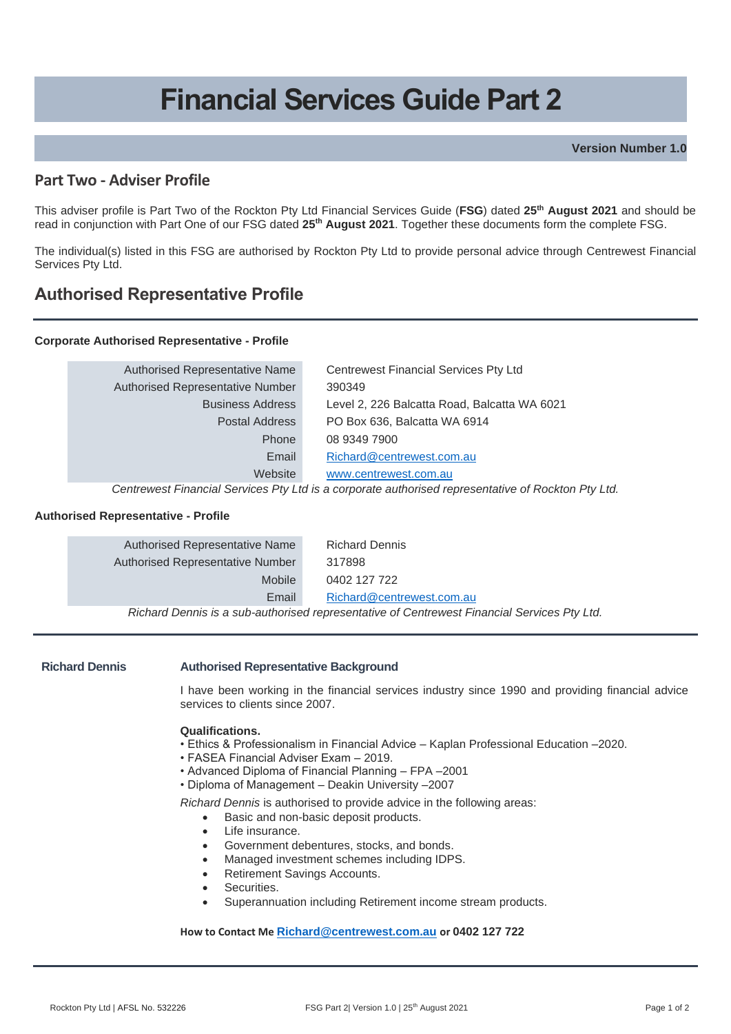# Financial Services Guide Part 2

**Version Number 1.0**

## Part Two - Adviser Profile

This adviser profile is Part Two of the Rockton Pty Ltd Financial Services Guide (**FSG**) dated **25th August 2021** and should be read in conjunction with Part One of our FSG dated **25th August 2021**. Together these documents form the complete FSG.

The individual(s) listed in this FSG are authorised by Rockton Pty Ltd to provide personal advice through Centrewest Financial Services Pty Ltd.

## Authorised Representative Profile

### Corporate Authorised Representative - Profile

| | |
|---|---|
| Authorised Representative Name | Centrewest Financial Services Pty Ltd |
| Authorised Representative Number | 390349 |
| Business Address | Level 2, 226 Balcatta Road, Balcatta WA 6021 |
| Postal Address | PO Box 636, Balcatta WA 6914 |
| Phone | 08 9349 7900 |
| Email | Richard@centrewest.com.au |
| Website | www.centrewest.com.au |

*Centrewest Financial Services Pty Ltd is a corporate authorised representative of Rockton Pty Ltd.*

### Authorised Representative - Profile

| | |
|---|---|
| Authorised Representative Name | Richard Dennis |
| Authorised Representative Number | 317898 |
| Mobile | 0402 127 722 |
| Email | Richard@centrewest.com.au |

*Richard Dennis is a sub-authorised representative of Centrewest Financial Services Pty Ltd.*

**Richard Dennis**

**Authorised Representative Background**

I have been working in the financial services industry since 1990 and providing financial advice services to clients since 2007.

**Qualifications.**

- Ethics & Professionalism in Financial Advice – Kaplan Professional Education –2020.
- FASEA Financial Adviser Exam – 2019.
- Advanced Diploma of Financial Planning – FPA –2001
- Diploma of Management – Deakin University –2007

*Richard Dennis* is authorised to provide advice in the following areas:

- Basic and non-basic deposit products.
- Life insurance.
- Government debentures, stocks, and bonds.
- Managed investment schemes including IDPS.
- Retirement Savings Accounts.
- Securities.
- Superannuation including Retirement income stream products.

**How to Contact Me Richard@centrewest.com.au or 0402 127 722**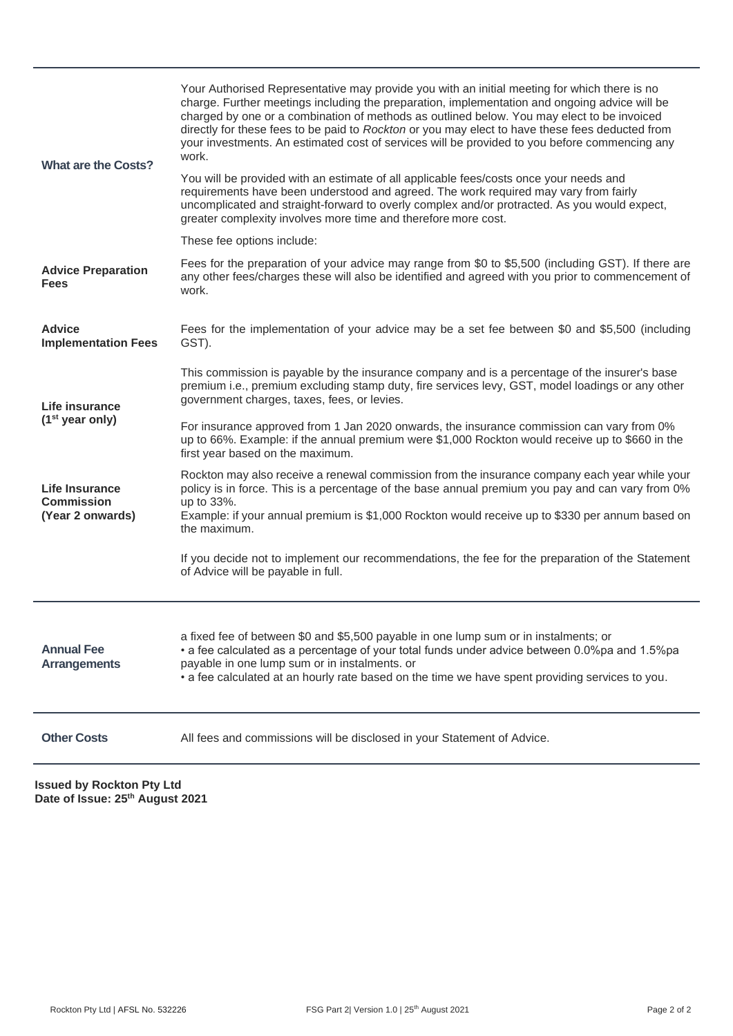| | |
|---|---|
| **What are the Costs?** | Your Authorised Representative may provide you with an initial meeting for which there is no charge. Further meetings including the preparation, implementation and ongoing advice will be charged by one or a combination of methods as outlined below. You may elect to be invoiced directly for these fees to be paid to *Rockton* or you may elect to have these fees deducted from your investments. An estimated cost of services will be provided to you before commencing any work.<br><br>You will be provided with an estimate of all applicable fees/costs once your needs and requirements have been understood and agreed. The work required may vary from fairly uncomplicated and straight-forward to overly complex and/or protracted. As you would expect, greater complexity involves more time and therefore more cost.<br><br>These fee options include: |
| **Advice Preparation Fees** | Fees for the preparation of your advice may range from $0 to $5,500 (including GST). If there are any other fees/charges these will also be identified and agreed with you prior to commencement of work. |
| **Advice Implementation Fees** | Fees for the implementation of your advice may be a set fee between $0 and $5,500 (including GST). |
| **Life insurance (1st year only)** | This commission is payable by the insurance company and is a percentage of the insurer's base premium i.e., premium excluding stamp duty, fire services levy, GST, model loadings or any other government charges, taxes, fees, or levies.<br><br>For insurance approved from 1 Jan 2020 onwards, the insurance commission can vary from 0% up to 66%. Example: if the annual premium were $1,000 Rockton would receive up to $660 in the first year based on the maximum. |
| **Life Insurance Commission (Year 2 onwards)** | Rockton may also receive a renewal commission from the insurance company each year while your policy is in force. This is a percentage of the base annual premium you pay and can vary from 0% up to 33%.<br>Example: if your annual premium is $1,000 Rockton would receive up to $330 per annum based on the maximum.<br><br>If you decide not to implement our recommendations, the fee for the preparation of the Statement of Advice will be payable in full. |
| **Annual Fee Arrangements** | a fixed fee of between $0 and $5,500 payable in one lump sum or in instalments; or<br>• a fee calculated as a percentage of your total funds under advice between 0.0%pa and 1.5%pa payable in one lump sum or in instalments. or<br>• a fee calculated at an hourly rate based on the time we have spent providing services to you. |
| **Other Costs** | All fees and commissions will be disclosed in your Statement of Advice. |

**Issued by Rockton Pty Ltd**
**Date of Issue: 25th August 2021**